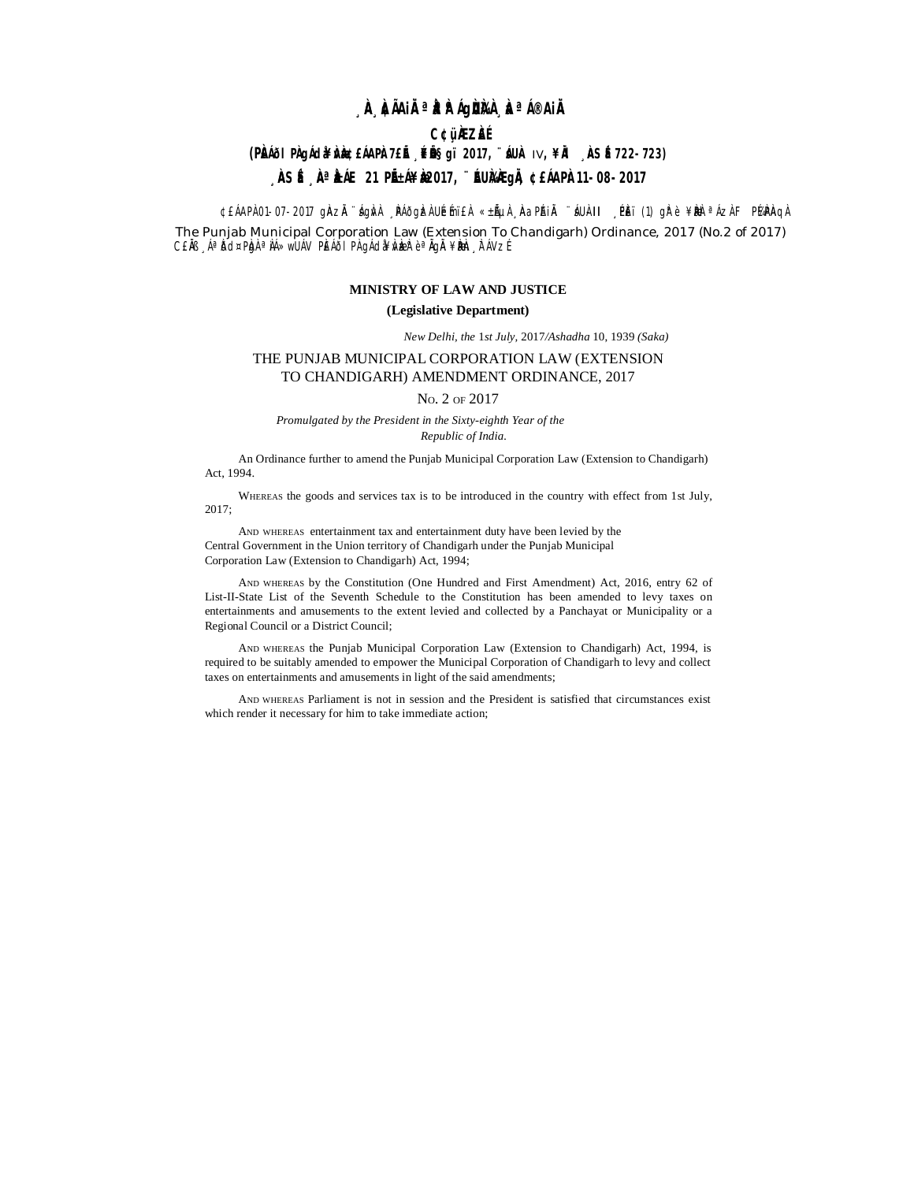¸ÀA¸À¢ÃAiÀÄ ªÀåªÀºÁgÀUÀ¼À ¸ÀaªÁ®AiÀÄ

C¢ü¸ÀÆZÀ£É

(PÀ£ÁðlPÀ gÁdå¥ÀvÀæ ¢£ÁAPÀ: 7£Éà ¸É¥ÉÖA§gï 2017, ¨sÁUÀ IV, ¥ÀÄl ¸ÀASÉå 722-723)

¸ÀASÉå: ¸ÀAªÀå±ÁE 21 PÉñÁ¥Àæ 2017, ¨ÉAUÀ¼ÀÆgÀÄ, ¢£ÁAPÀ: 11-08-2017

¢£ÁAPÀ 01-07-2017 gÀAzÀÄ ¨sÁgÀvÀ ¸ÀPÁðgÀzÀ gÁdå¥ÀvÀæzÀ «±ÉõÀ ¸ÀAaPÉAiÀÄ ¨sÁUÀ-II ¸ÉPÀë£ï (1) gÀ°è ¥ÀæPÀn¸À¯ÁzÀ F PɼÀPÀAqÀ The Punjab Municipal Corporation Law (Extension To Chandigarh) Ordinance, 2017 (No.2 of 2017) C£ÀÄ¸ÀÆa¸À¯ÁzÀ PÀ£ÁðlPÀ gÁdå¥ÀvÀæzÀ°è ªÀÄgÀÄ ¥ÀæPÀn¸À¯ÁVzÉ

**MINISTRY OF LAW AND JUSTICE**

**(Legislative Department)**

*New Delhi, the 1st July,* 2017/*Ashadha* 10, 1939 *(Saka)*

THE PUNJAB MUNICIPAL CORPORATION LAW (EXTENSION TO CHANDIGARH) AMENDMENT ORDINANCE, 2017

No. 2 of 2017

*Promulgated by the President in the Sixty-eighth Year of the Republic of India.*

An Ordinance further to amend the Punjab Municipal Corporation Law (Extension to Chandigarh) Act, 1994.

Whereas the goods and services tax is to be introduced in the country with effect from 1st July, 2017;

And whereas entertainment tax and entertainment duty have been levied by the Central Government in the Union territory of Chandigarh under the Punjab Municipal Corporation Law (Extension to Chandigarh) Act, 1994;

And whereas by the Constitution (One Hundred and First Amendment) Act, 2016, entry 62 of List-II-State List of the Seventh Schedule to the Constitution has been amended to levy taxes on entertainments and amusements to the extent levied and collected by a Panchayat or Municipality or a Regional Council or a District Council;

And whereas the Punjab Municipal Corporation Law (Extension to Chandigarh) Act, 1994, is required to be suitably amended to empower the Municipal Corporation of Chandigarh to levy and collect taxes on entertainments and amusements in light of the said amendments;

And whereas Parliament is not in session and the President is satisfied that circumstances exist which render it necessary for him to take immediate action;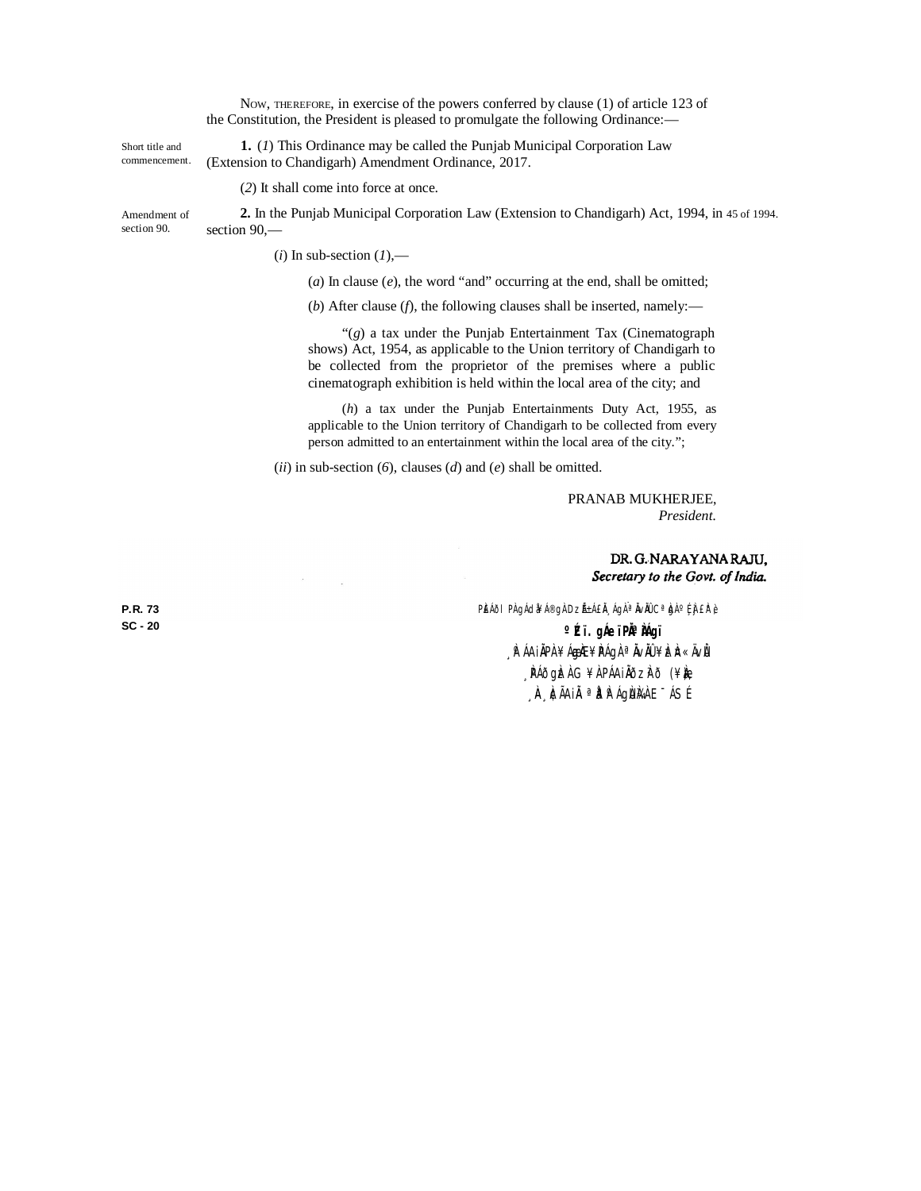NOW, THEREFORE, in exercise of the powers conferred by clause (1) of article 123 of the Constitution, the President is pleased to promulgate the following Ordinance:—

Short title and commencement.

**1.** (*1*) This Ordinance may be called the Punjab Municipal Corporation Law (Extension to Chandigarh) Amendment Ordinance, 2017.

(*2*) It shall come into force at once.

Amendment of section 90.

**2.** In the Punjab Municipal Corporation Law (Extension to Chandigarh) Act, 1994, in section 90,— 45 of 1994.

(*i*) In sub-section (*1*),—

(*a*) In clause (*e*), the word "and" occurring at the end, shall be omitted;

(*b*) After clause (*f*), the following clauses shall be inserted, namely:—

"(*g*) a tax under the Punjab Entertainment Tax (Cinematograph shows) Act, 1954, as applicable to the Union territory of Chandigarh to be collected from the proprietor of the premises where a public cinematograph exhibition is held within the local area of the city; and

(*h*) a tax under the Punjab Entertainments Duty Act, 1955, as applicable to the Union territory of Chandigarh to be collected from every person admitted to an entertainment within the local area of the city.";

(*ii*) in sub-section (*6*), clauses (*d*) and (*e*) shall be omitted.

PRANAB MUKHERJEE,
*President.*

DR. G. NARAYANA RAJU,
*Secretary to the Govt. of India.*

P.R. 73
SC - 20